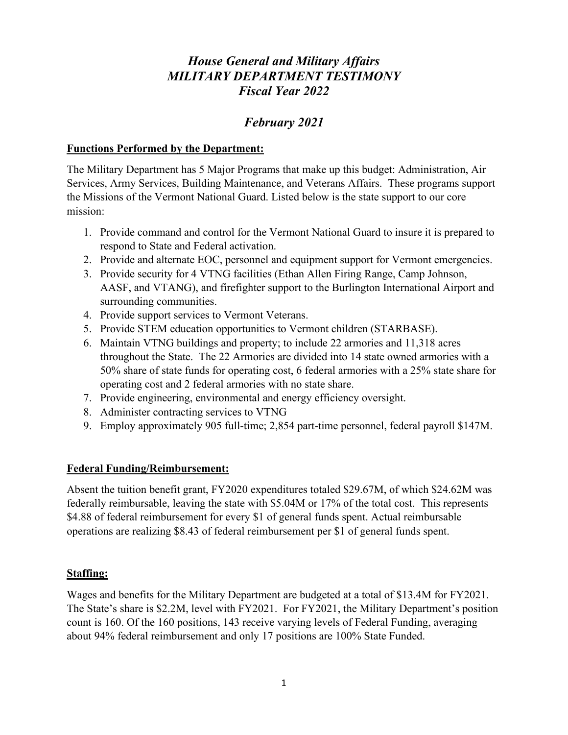# *House General and Military Affairs*
# *MILITARY DEPARTMENT TESTIMONY*
# *Fiscal Year 2022*

## *February 2021*

**Functions Performed by the Department:**

The Military Department has 5 Major Programs that make up this budget: Administration, Air Services, Army Services, Building Maintenance, and Veterans Affairs. These programs support the Missions of the Vermont National Guard. Listed below is the state support to our core mission:

1. Provide command and control for the Vermont National Guard to insure it is prepared to respond to State and Federal activation.
2. Provide and alternate EOC, personnel and equipment support for Vermont emergencies.
3. Provide security for 4 VTNG facilities (Ethan Allen Firing Range, Camp Johnson, AASF, and VTANG), and firefighter support to the Burlington International Airport and surrounding communities.
4. Provide support services to Vermont Veterans.
5. Provide STEM education opportunities to Vermont children (STARBASE).
6. Maintain VTNG buildings and property; to include 22 armories and 11,318 acres throughout the State. The 22 Armories are divided into 14 state owned armories with a 50% share of state funds for operating cost, 6 federal armories with a 25% state share for operating cost and 2 federal armories with no state share.
7. Provide engineering, environmental and energy efficiency oversight.
8. Administer contracting services to VTNG
9. Employ approximately 905 full-time; 2,854 part-time personnel, federal payroll $147M.

**Federal Funding/Reimbursement:**

Absent the tuition benefit grant, FY2020 expenditures totaled $29.67M, of which $24.62M was federally reimbursable, leaving the state with $5.04M or 17% of the total cost. This represents $4.88 of federal reimbursement for every $1 of general funds spent. Actual reimbursable operations are realizing $8.43 of federal reimbursement per $1 of general funds spent.

**Staffing:**

Wages and benefits for the Military Department are budgeted at a total of $13.4M for FY2021. The State's share is $2.2M, level with FY2021. For FY2021, the Military Department's position count is 160. Of the 160 positions, 143 receive varying levels of Federal Funding, averaging about 94% federal reimbursement and only 17 positions are 100% State Funded.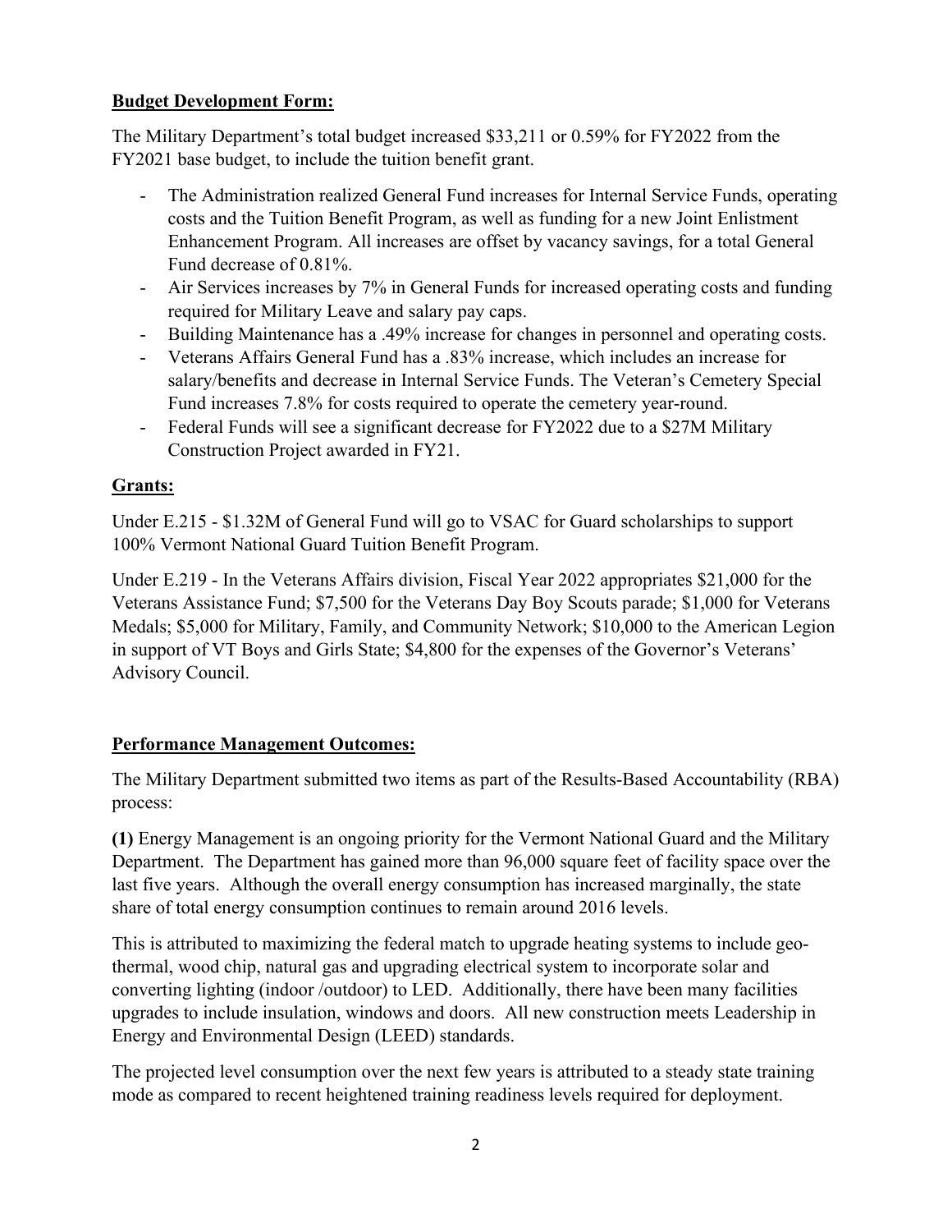**Budget Development Form:**

The Military Department's total budget increased $33,211 or 0.59% for FY2022 from the FY2021 base budget, to include the tuition benefit grant.

- The Administration realized General Fund increases for Internal Service Funds, operating costs and the Tuition Benefit Program, as well as funding for a new Joint Enlistment Enhancement Program. All increases are offset by vacancy savings, for a total General Fund decrease of 0.81%.
- Air Services increases by 7% in General Funds for increased operating costs and funding required for Military Leave and salary pay caps.
- Building Maintenance has a .49% increase for changes in personnel and operating costs.
- Veterans Affairs General Fund has a .83% increase, which includes an increase for salary/benefits and decrease in Internal Service Funds. The Veteran's Cemetery Special Fund increases 7.8% for costs required to operate the cemetery year-round.
- Federal Funds will see a significant decrease for FY2022 due to a $27M Military Construction Project awarded in FY21.

**Grants:**

Under E.215 - $1.32M of General Fund will go to VSAC for Guard scholarships to support 100% Vermont National Guard Tuition Benefit Program.

Under E.219 - In the Veterans Affairs division, Fiscal Year 2022 appropriates $21,000 for the Veterans Assistance Fund; $7,500 for the Veterans Day Boy Scouts parade; $1,000 for Veterans Medals; $5,000 for Military, Family, and Community Network; $10,000 to the American Legion in support of VT Boys and Girls State; $4,800 for the expenses of the Governor's Veterans' Advisory Council.

**Performance Management Outcomes:**

The Military Department submitted two items as part of the Results-Based Accountability (RBA) process:

**(1)** Energy Management is an ongoing priority for the Vermont National Guard and the Military Department. The Department has gained more than 96,000 square feet of facility space over the last five years. Although the overall energy consumption has increased marginally, the state share of total energy consumption continues to remain around 2016 levels.

This is attributed to maximizing the federal match to upgrade heating systems to include geo-thermal, wood chip, natural gas and upgrading electrical system to incorporate solar and converting lighting (indoor /outdoor) to LED. Additionally, there have been many facilities upgrades to include insulation, windows and doors. All new construction meets Leadership in Energy and Environmental Design (LEED) standards.

The projected level consumption over the next few years is attributed to a steady state training mode as compared to recent heightened training readiness levels required for deployment.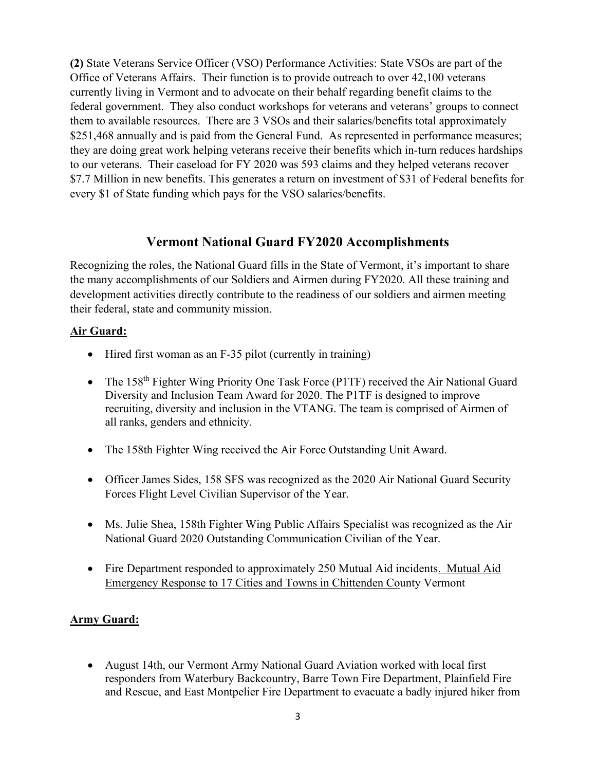**(2)** State Veterans Service Officer (VSO) Performance Activities: State VSOs are part of the Office of Veterans Affairs. Their function is to provide outreach to over 42,100 veterans currently living in Vermont and to advocate on their behalf regarding benefit claims to the federal government. They also conduct workshops for veterans and veterans' groups to connect them to available resources. There are 3 VSOs and their salaries/benefits total approximately $251,468 annually and is paid from the General Fund. As represented in performance measures; they are doing great work helping veterans receive their benefits which in-turn reduces hardships to our veterans. Their caseload for FY 2020 was 593 claims and they helped veterans recover $7.7 Million in new benefits. This generates a return on investment of $31 of Federal benefits for every $1 of State funding which pays for the VSO salaries/benefits.

## Vermont National Guard FY2020 Accomplishments

Recognizing the roles, the National Guard fills in the State of Vermont, it's important to share the many accomplishments of our Soldiers and Airmen during FY2020. All these training and development activities directly contribute to the readiness of our soldiers and airmen meeting their federal, state and community mission.

**Air Guard:**

- Hired first woman as an F-35 pilot (currently in training)
- The 158th Fighter Wing Priority One Task Force (P1TF) received the Air National Guard Diversity and Inclusion Team Award for 2020. The P1TF is designed to improve recruiting, diversity and inclusion in the VTANG. The team is comprised of Airmen of all ranks, genders and ethnicity.
- The 158th Fighter Wing received the Air Force Outstanding Unit Award.
- Officer James Sides, 158 SFS was recognized as the 2020 Air National Guard Security Forces Flight Level Civilian Supervisor of the Year.
- Ms. Julie Shea, 158th Fighter Wing Public Affairs Specialist was recognized as the Air National Guard 2020 Outstanding Communication Civilian of the Year.
- Fire Department responded to approximately 250 Mutual Aid incidents. Mutual Aid Emergency Response to 17 Cities and Towns in Chittenden County Vermont

**Army Guard:**

- August 14th, our Vermont Army National Guard Aviation worked with local first responders from Waterbury Backcountry, Barre Town Fire Department, Plainfield Fire and Rescue, and East Montpelier Fire Department to evacuate a badly injured hiker from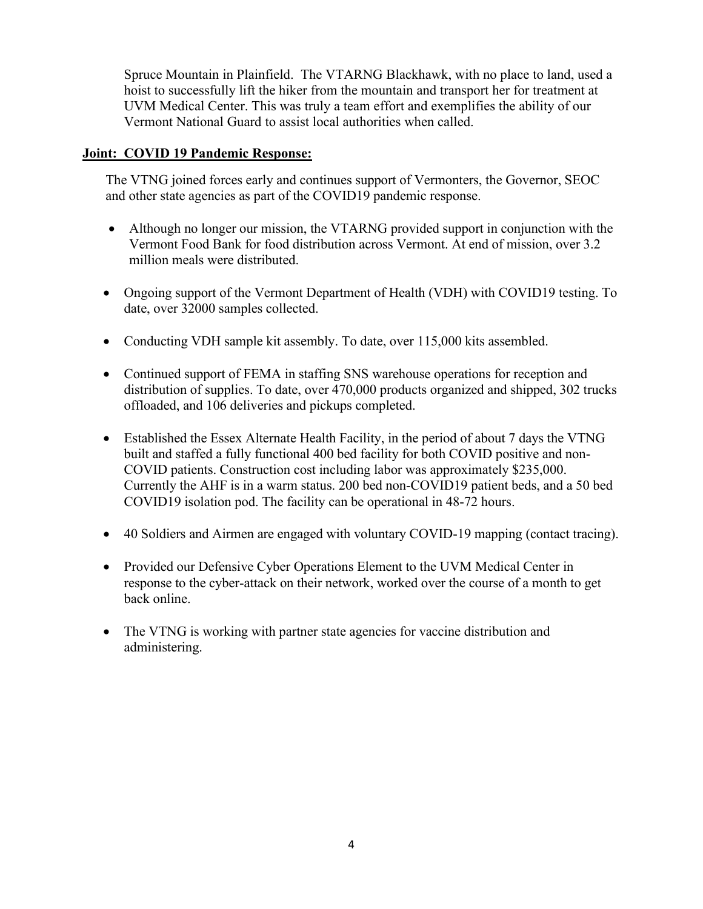Spruce Mountain in Plainfield. The VTARNG Blackhawk, with no place to land, used a hoist to successfully lift the hiker from the mountain and transport her for treatment at UVM Medical Center. This was truly a team effort and exemplifies the ability of our Vermont National Guard to assist local authorities when called.

**Joint: COVID 19 Pandemic Response:**

The VTNG joined forces early and continues support of Vermonters, the Governor, SEOC and other state agencies as part of the COVID19 pandemic response.

- Although no longer our mission, the VTARNG provided support in conjunction with the Vermont Food Bank for food distribution across Vermont. At end of mission, over 3.2 million meals were distributed.

- Ongoing support of the Vermont Department of Health (VDH) with COVID19 testing. To date, over 32000 samples collected.

- Conducting VDH sample kit assembly. To date, over 115,000 kits assembled.

- Continued support of FEMA in staffing SNS warehouse operations for reception and distribution of supplies. To date, over 470,000 products organized and shipped, 302 trucks offloaded, and 106 deliveries and pickups completed.

- Established the Essex Alternate Health Facility, in the period of about 7 days the VTNG built and staffed a fully functional 400 bed facility for both COVID positive and non-COVID patients. Construction cost including labor was approximately $235,000. Currently the AHF is in a warm status. 200 bed non-COVID19 patient beds, and a 50 bed COVID19 isolation pod. The facility can be operational in 48-72 hours.

- 40 Soldiers and Airmen are engaged with voluntary COVID-19 mapping (contact tracing).

- Provided our Defensive Cyber Operations Element to the UVM Medical Center in response to the cyber-attack on their network, worked over the course of a month to get back online.

- The VTNG is working with partner state agencies for vaccine distribution and administering.